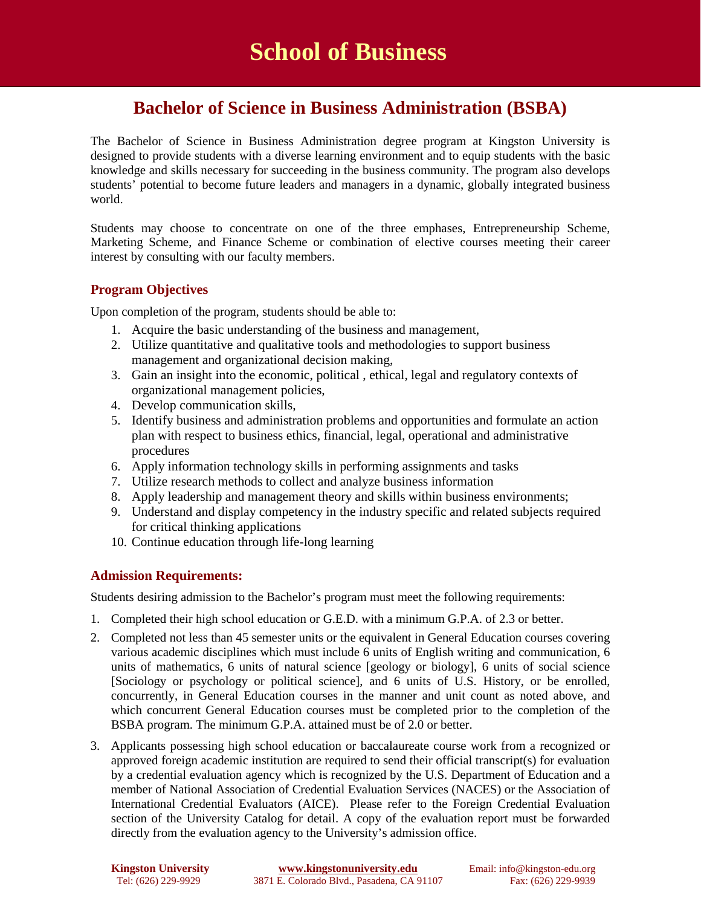# School of Business

## Bachelor of Science in Business Administration (BSBA)

The Bachelor of Science in Business Administration degree program at Kingston University is designed to provide students with a diverse learning environment and to equip students with the basic knowledge and skills necessary for succeeding in the business community. The program also develops students' potential to become future leaders and managers in a dynamic, globally integrated business world.

Students may choose to concentrate on one of the three emphases, Entrepreneurship Scheme, Marketing Scheme, and Finance Scheme or combination of elective courses meeting their career interest by consulting with our faculty members.

### Program Objectives

Upon completion of the program, students should be able to:

1. Acquire the basic understanding of the business and management,
2. Utilize quantitative and qualitative tools and methodologies to support business management and organizational decision making,
3. Gain an insight into the economic, political , ethical, legal and regulatory contexts of organizational management policies,
4. Develop communication skills,
5. Identify business and administration problems and opportunities and formulate an action plan with respect to business ethics, financial, legal, operational and administrative procedures
6. Apply information technology skills in performing assignments and tasks
7. Utilize research methods to collect and analyze business information
8. Apply leadership and management theory and skills within business environments;
9. Understand and display competency in the industry specific and related subjects required for critical thinking applications
10. Continue education through life-long learning

### Admission Requirements:

Students desiring admission to the Bachelor's program must meet the following requirements:

1. Completed their high school education or G.E.D. with a minimum G.P.A. of 2.3 or better.
2. Completed not less than 45 semester units or the equivalent in General Education courses covering various academic disciplines which must include 6 units of English writing and communication, 6 units of mathematics, 6 units of natural science [geology or biology], 6 units of social science [Sociology or psychology or political science], and 6 units of U.S. History, or be enrolled, concurrently, in General Education courses in the manner and unit count as noted above, and which concurrent General Education courses must be completed prior to the completion of the BSBA program. The minimum G.P.A. attained must be of 2.0 or better.
3. Applicants possessing high school education or baccalaureate course work from a recognized or approved foreign academic institution are required to send their official transcript(s) for evaluation by a credential evaluation agency which is recognized by the U.S. Department of Education and a member of National Association of Credential Evaluation Services (NACES) or the Association of International Credential Evaluators (AICE). Please refer to the Foreign Credential Evaluation section of the University Catalog for detail. A copy of the evaluation report must be forwarded directly from the evaluation agency to the University's admission office.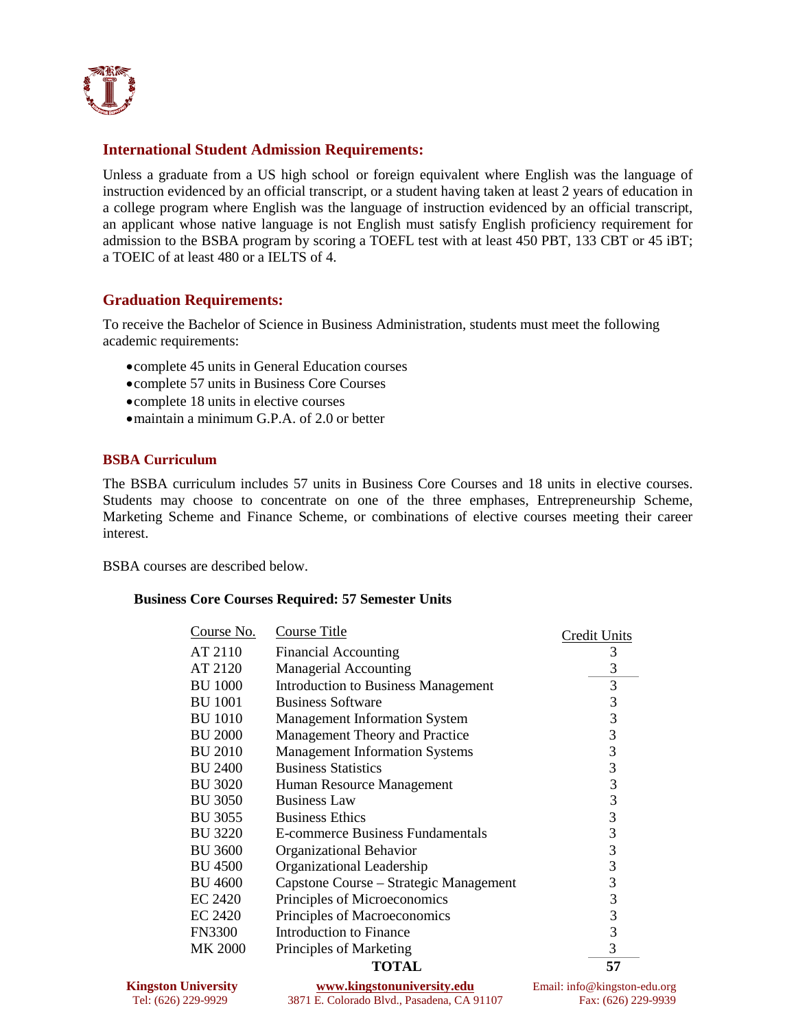## International Student Admission Requirements:

Unless a graduate from a US high school or foreign equivalent where English was the language of instruction evidenced by an official transcript, or a student having taken at least 2 years of education in a college program where English was the language of instruction evidenced by an official transcript, an applicant whose native language is not English must satisfy English proficiency requirement for admission to the BSBA program by scoring a TOEFL test with at least 450 PBT, 133 CBT or 45 iBT; a TOEIC of at least 480 or a IELTS of 4.

## Graduation Requirements:

To receive the Bachelor of Science in Business Administration, students must meet the following academic requirements:

- complete 45 units in General Education courses
- complete 57 units in Business Core Courses
- complete 18 units in elective courses
- maintain a minimum G.P.A. of 2.0 or better

### BSBA Curriculum

The BSBA curriculum includes 57 units in Business Core Courses and 18 units in elective courses. Students may choose to concentrate on one of the three emphases, Entrepreneurship Scheme, Marketing Scheme and Finance Scheme, or combinations of elective courses meeting their career interest.

BSBA courses are described below.

**Business Core Courses Required: 57 Semester Units**

| Course No. | Course Title | Credit Units |
|---|---|---|
| AT 2110 | Financial Accounting | 3 |
| AT 2120 | Managerial Accounting | 3 |
| BU 1000 | Introduction to Business Management | 3 |
| BU 1001 | Business Software | 3 |
| BU 1010 | Management Information System | 3 |
| BU 2000 | Management Theory and Practice | 3 |
| BU 2010 | Management Information Systems | 3 |
| BU 2400 | Business Statistics | 3 |
| BU 3020 | Human Resource Management | 3 |
| BU 3050 | Business Law | 3 |
| BU 3055 | Business Ethics | 3 |
| BU 3220 | E-commerce Business Fundamentals | 3 |
| BU 3600 | Organizational Behavior | 3 |
| BU 4500 | Organizational Leadership | 3 |
| BU 4600 | Capstone Course – Strategic Management | 3 |
| EC 2420 | Principles of Microeconomics | 3 |
| EC 2420 | Principles of Macroeconomics | 3 |
| FN3300 | Introduction to Finance | 3 |
| MK 2000 | Principles of Marketing | 3 |
| | **TOTAL** | **57** |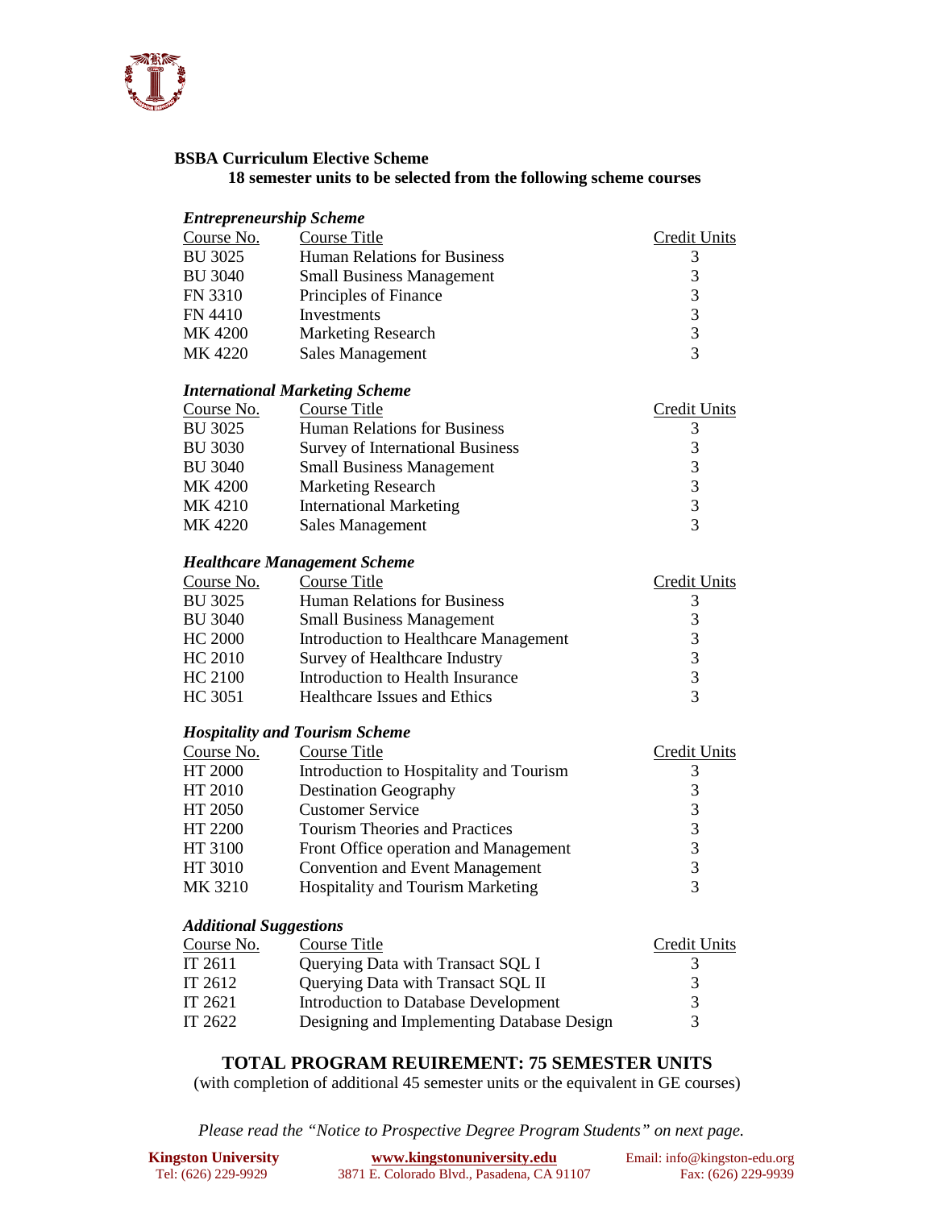## BSBA Curriculum Elective Scheme

**18 semester units to be selected from the following scheme courses**

### *Entrepreneurship Scheme*

| Course No. | Course Title | Credit Units |
|---|---|---|
| BU 3025 | Human Relations for Business | 3 |
| BU 3040 | Small Business Management | 3 |
| FN 3310 | Principles of Finance | 3 |
| FN 4410 | Investments | 3 |
| MK 4200 | Marketing Research | 3 |
| MK 4220 | Sales Management | 3 |

### *International Marketing Scheme*

| Course No. | Course Title | Credit Units |
|---|---|---|
| BU 3025 | Human Relations for Business | 3 |
| BU 3030 | Survey of International Business | 3 |
| BU 3040 | Small Business Management | 3 |
| MK 4200 | Marketing Research | 3 |
| MK 4210 | International Marketing | 3 |
| MK 4220 | Sales Management | 3 |

### *Healthcare Management Scheme*

| Course No. | Course Title | Credit Units |
|---|---|---|
| BU 3025 | Human Relations for Business | 3 |
| BU 3040 | Small Business Management | 3 |
| HC 2000 | Introduction to Healthcare Management | 3 |
| HC 2010 | Survey of Healthcare Industry | 3 |
| HC 2100 | Introduction to Health Insurance | 3 |
| HC 3051 | Healthcare Issues and Ethics | 3 |

### *Hospitality and Tourism Scheme*

| Course No. | Course Title | Credit Units |
|---|---|---|
| HT 2000 | Introduction to Hospitality and Tourism | 3 |
| HT 2010 | Destination Geography | 3 |
| HT 2050 | Customer Service | 3 |
| HT 2200 | Tourism Theories and Practices | 3 |
| HT 3100 | Front Office operation and Management | 3 |
| HT 3010 | Convention and Event Management | 3 |
| MK 3210 | Hospitality and Tourism Marketing | 3 |

### *Additional Suggestions*

| Course No. | Course Title | Credit Units |
|---|---|---|
| IT 2611 | Querying Data with Transact SQL I | 3 |
| IT 2612 | Querying Data with Transact SQL II | 3 |
| IT 2621 | Introduction to Database Development | 3 |
| IT 2622 | Designing and Implementing Database Design | 3 |

## TOTAL PROGRAM REUIREMENT: 75 SEMESTER UNITS

(with completion of additional 45 semester units or the equivalent in GE courses)

*Please read the "Notice to Prospective Degree Program Students" on next page.*

**Kingston University** Tel: (626) 229-9929
**www.kingstonuniversity.edu** 3871 E. Colorado Blvd., Pasadena, CA 91107
Email: info@kingston-edu.org Fax: (626) 229-9939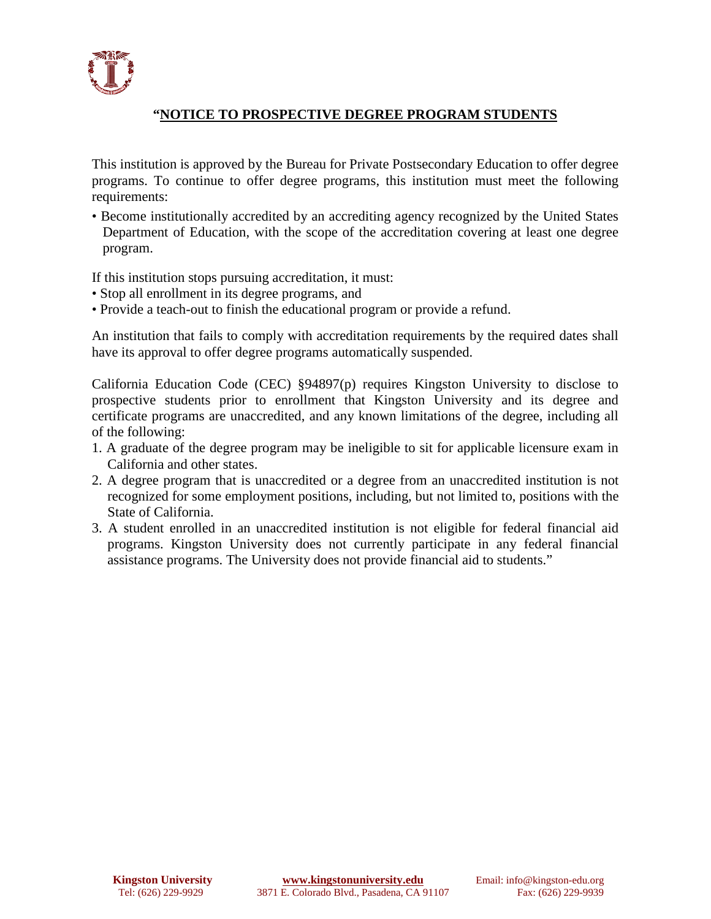## "NOTICE TO PROSPECTIVE DEGREE PROGRAM STUDENTS

This institution is approved by the Bureau for Private Postsecondary Education to offer degree programs. To continue to offer degree programs, this institution must meet the following requirements:

- Become institutionally accredited by an accrediting agency recognized by the United States Department of Education, with the scope of the accreditation covering at least one degree program.

If this institution stops pursuing accreditation, it must:

- Stop all enrollment in its degree programs, and
- Provide a teach-out to finish the educational program or provide a refund.

An institution that fails to comply with accreditation requirements by the required dates shall have its approval to offer degree programs automatically suspended.

California Education Code (CEC) §94897(p) requires Kingston University to disclose to prospective students prior to enrollment that Kingston University and its degree and certificate programs are unaccredited, and any known limitations of the degree, including all of the following:

1. A graduate of the degree program may be ineligible to sit for applicable licensure exam in California and other states.
2. A degree program that is unaccredited or a degree from an unaccredited institution is not recognized for some employment positions, including, but not limited to, positions with the State of California.
3. A student enrolled in an unaccredited institution is not eligible for federal financial aid programs. Kingston University does not currently participate in any federal financial assistance programs. The University does not provide financial aid to students."

**Kingston University**
Tel: (626) 229-9929

**www.kingstonuniversity.edu**
3871 E. Colorado Blvd., Pasadena, CA 91107

Email: info@kingston-edu.org
Fax: (626) 229-9939